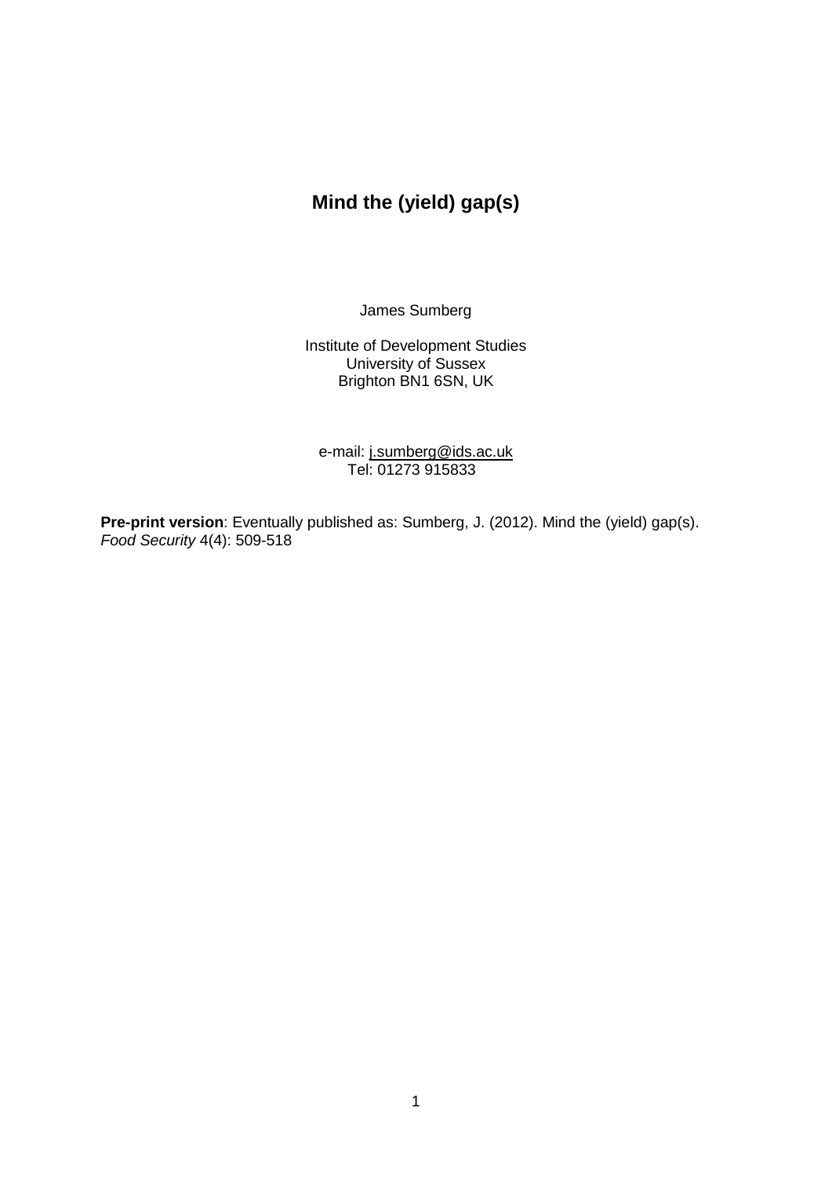# Mind the (yield) gap(s)

James Sumberg

Institute of Development Studies
University of Sussex
Brighton BN1 6SN, UK

e-mail: j.sumberg@ids.ac.uk
Tel: 01273 915833

**Pre-print version**: Eventually published as: Sumberg, J. (2012). Mind the (yield) gap(s). *Food Security* 4(4): 509-518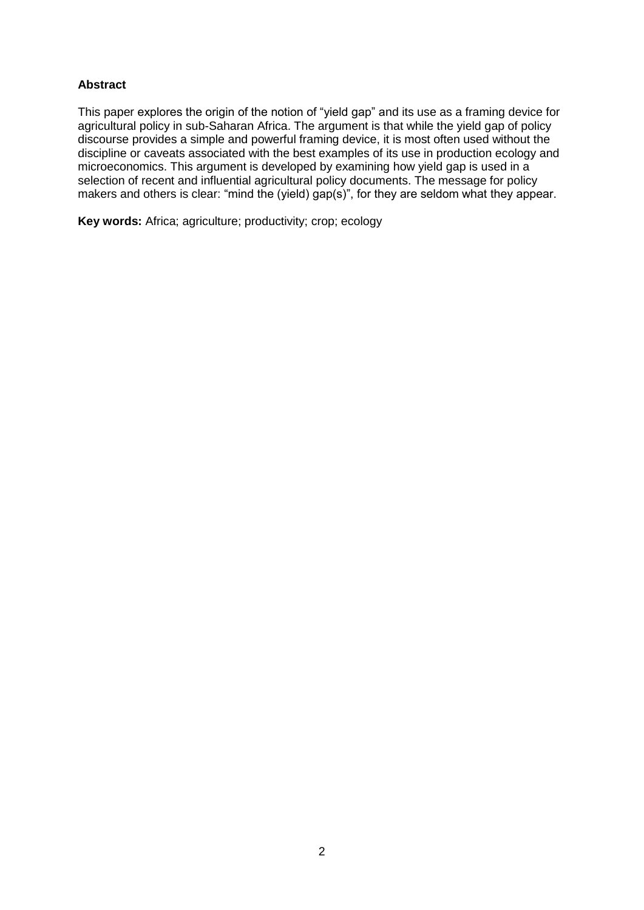**Abstract**

This paper explores the origin of the notion of "yield gap" and its use as a framing device for agricultural policy in sub-Saharan Africa. The argument is that while the yield gap of policy discourse provides a simple and powerful framing device, it is most often used without the discipline or caveats associated with the best examples of its use in production ecology and microeconomics. This argument is developed by examining how yield gap is used in a selection of recent and influential agricultural policy documents. The message for policy makers and others is clear: "mind the (yield) gap(s)", for they are seldom what they appear.

**Key words:** Africa; agriculture; productivity; crop; ecology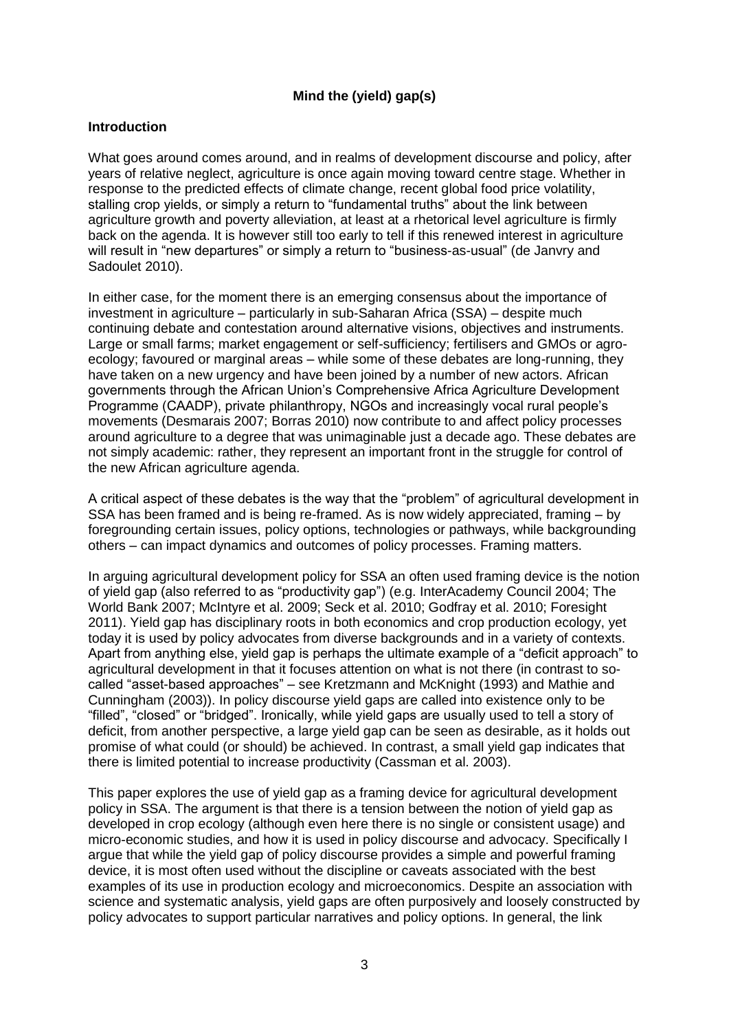**Mind the (yield) gap(s)**

**Introduction**

What goes around comes around, and in realms of development discourse and policy, after years of relative neglect, agriculture is once again moving toward centre stage. Whether in response to the predicted effects of climate change, recent global food price volatility, stalling crop yields, or simply a return to "fundamental truths" about the link between agriculture growth and poverty alleviation, at least at a rhetorical level agriculture is firmly back on the agenda. It is however still too early to tell if this renewed interest in agriculture will result in "new departures" or simply a return to "business-as-usual" (de Janvry and Sadoulet 2010).

In either case, for the moment there is an emerging consensus about the importance of investment in agriculture – particularly in sub-Saharan Africa (SSA) – despite much continuing debate and contestation around alternative visions, objectives and instruments. Large or small farms; market engagement or self-sufficiency; fertilisers and GMOs or agro-ecology; favoured or marginal areas – while some of these debates are long-running, they have taken on a new urgency and have been joined by a number of new actors. African governments through the African Union's Comprehensive Africa Agriculture Development Programme (CAADP), private philanthropy, NGOs and increasingly vocal rural people's movements (Desmarais 2007; Borras 2010) now contribute to and affect policy processes around agriculture to a degree that was unimaginable just a decade ago. These debates are not simply academic: rather, they represent an important front in the struggle for control of the new African agriculture agenda.

A critical aspect of these debates is the way that the "problem" of agricultural development in SSA has been framed and is being re-framed. As is now widely appreciated, framing – by foregrounding certain issues, policy options, technologies or pathways, while backgrounding others – can impact dynamics and outcomes of policy processes. Framing matters.

In arguing agricultural development policy for SSA an often used framing device is the notion of yield gap (also referred to as "productivity gap") (e.g. InterAcademy Council 2004; The World Bank 2007; McIntyre et al. 2009; Seck et al. 2010; Godfray et al. 2010; Foresight 2011). Yield gap has disciplinary roots in both economics and crop production ecology, yet today it is used by policy advocates from diverse backgrounds and in a variety of contexts. Apart from anything else, yield gap is perhaps the ultimate example of a "deficit approach" to agricultural development in that it focuses attention on what is not there (in contrast to so-called "asset-based approaches" – see Kretzmann and McKnight (1993) and Mathie and Cunningham (2003)). In policy discourse yield gaps are called into existence only to be "filled", "closed" or "bridged". Ironically, while yield gaps are usually used to tell a story of deficit, from another perspective, a large yield gap can be seen as desirable, as it holds out promise of what could (or should) be achieved. In contrast, a small yield gap indicates that there is limited potential to increase productivity (Cassman et al. 2003).

This paper explores the use of yield gap as a framing device for agricultural development policy in SSA. The argument is that there is a tension between the notion of yield gap as developed in crop ecology (although even here there is no single or consistent usage) and micro-economic studies, and how it is used in policy discourse and advocacy. Specifically I argue that while the yield gap of policy discourse provides a simple and powerful framing device, it is most often used without the discipline or caveats associated with the best examples of its use in production ecology and microeconomics. Despite an association with science and systematic analysis, yield gaps are often purposively and loosely constructed by policy advocates to support particular narratives and policy options. In general, the link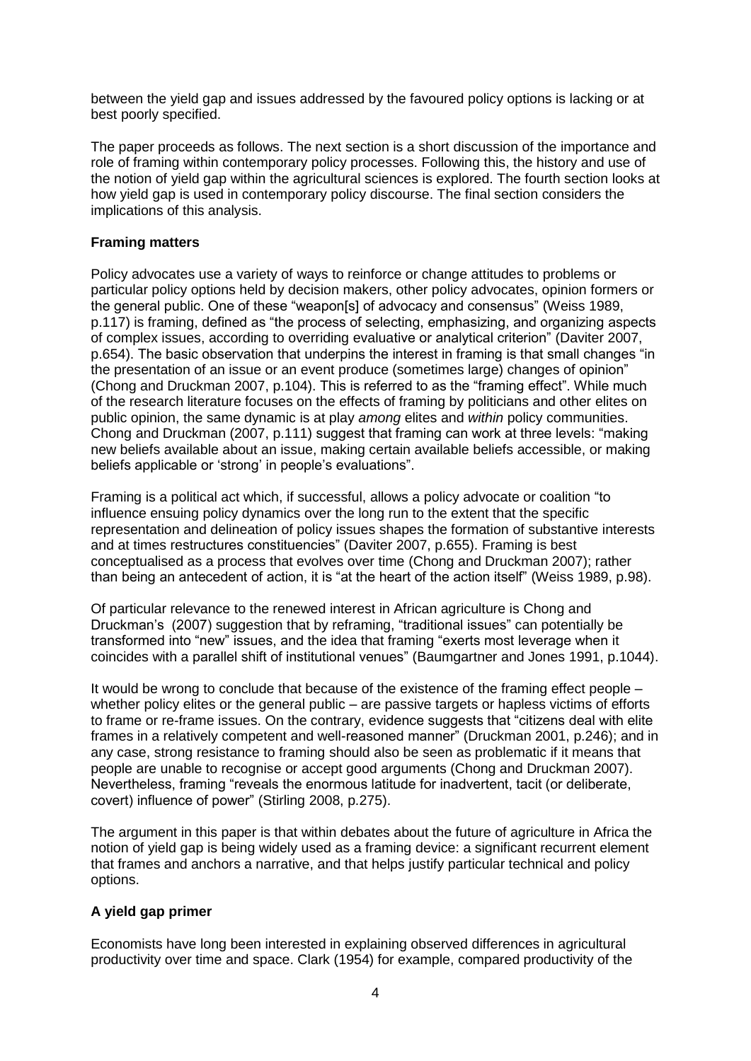between the yield gap and issues addressed by the favoured policy options is lacking or at best poorly specified.

The paper proceeds as follows. The next section is a short discussion of the importance and role of framing within contemporary policy processes. Following this, the history and use of the notion of yield gap within the agricultural sciences is explored. The fourth section looks at how yield gap is used in contemporary policy discourse. The final section considers the implications of this analysis.

## Framing matters

Policy advocates use a variety of ways to reinforce or change attitudes to problems or particular policy options held by decision makers, other policy advocates, opinion formers or the general public. One of these "weapon[s] of advocacy and consensus" (Weiss 1989, p.117) is framing, defined as "the process of selecting, emphasizing, and organizing aspects of complex issues, according to overriding evaluative or analytical criterion" (Daviter 2007, p.654). The basic observation that underpins the interest in framing is that small changes "in the presentation of an issue or an event produce (sometimes large) changes of opinion" (Chong and Druckman 2007, p.104). This is referred to as the "framing effect". While much of the research literature focuses on the effects of framing by politicians and other elites on public opinion, the same dynamic is at play *among* elites and *within* policy communities. Chong and Druckman (2007, p.111) suggest that framing can work at three levels: "making new beliefs available about an issue, making certain available beliefs accessible, or making beliefs applicable or 'strong' in people's evaluations".

Framing is a political act which, if successful, allows a policy advocate or coalition "to influence ensuing policy dynamics over the long run to the extent that the specific representation and delineation of policy issues shapes the formation of substantive interests and at times restructures constituencies" (Daviter 2007, p.655). Framing is best conceptualised as a process that evolves over time (Chong and Druckman 2007); rather than being an antecedent of action, it is "at the heart of the action itself" (Weiss 1989, p.98).

Of particular relevance to the renewed interest in African agriculture is Chong and Druckman's (2007) suggestion that by reframing, "traditional issues" can potentially be transformed into "new" issues, and the idea that framing "exerts most leverage when it coincides with a parallel shift of institutional venues" (Baumgartner and Jones 1991, p.1044).

It would be wrong to conclude that because of the existence of the framing effect people – whether policy elites or the general public – are passive targets or hapless victims of efforts to frame or re-frame issues. On the contrary, evidence suggests that "citizens deal with elite frames in a relatively competent and well-reasoned manner" (Druckman 2001, p.246); and in any case, strong resistance to framing should also be seen as problematic if it means that people are unable to recognise or accept good arguments (Chong and Druckman 2007). Nevertheless, framing "reveals the enormous latitude for inadvertent, tacit (or deliberate, covert) influence of power" (Stirling 2008, p.275).

The argument in this paper is that within debates about the future of agriculture in Africa the notion of yield gap is being widely used as a framing device: a significant recurrent element that frames and anchors a narrative, and that helps justify particular technical and policy options.

## A yield gap primer

Economists have long been interested in explaining observed differences in agricultural productivity over time and space. Clark (1954) for example, compared productivity of the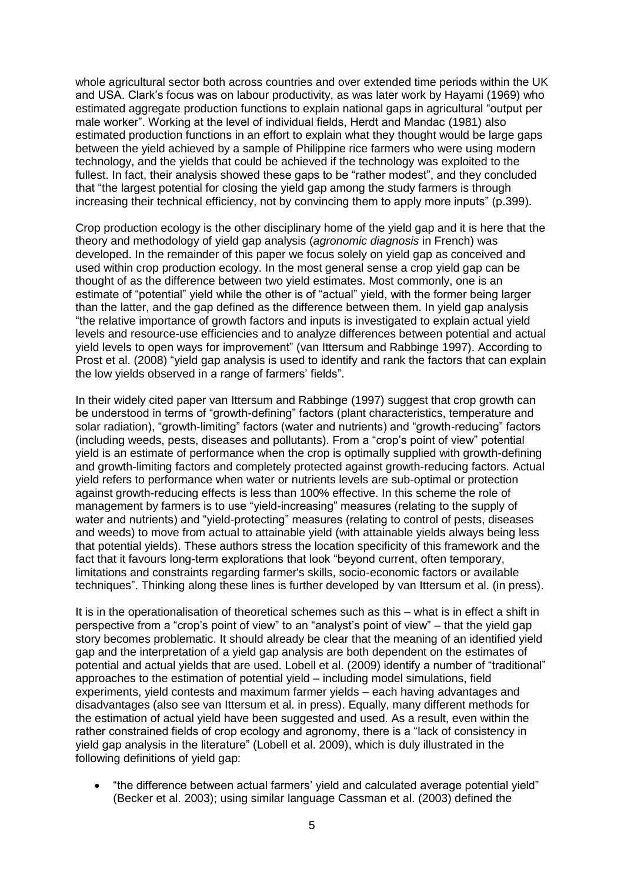whole agricultural sector both across countries and over extended time periods within the UK and USA. Clark's focus was on labour productivity, as was later work by Hayami (1969) who estimated aggregate production functions to explain national gaps in agricultural "output per male worker". Working at the level of individual fields, Herdt and Mandac (1981) also estimated production functions in an effort to explain what they thought would be large gaps between the yield achieved by a sample of Philippine rice farmers who were using modern technology, and the yields that could be achieved if the technology was exploited to the fullest. In fact, their analysis showed these gaps to be "rather modest", and they concluded that "the largest potential for closing the yield gap among the study farmers is through increasing their technical efficiency, not by convincing them to apply more inputs" (p.399).

Crop production ecology is the other disciplinary home of the yield gap and it is here that the theory and methodology of yield gap analysis (*agronomic diagnosis* in French) was developed. In the remainder of this paper we focus solely on yield gap as conceived and used within crop production ecology. In the most general sense a crop yield gap can be thought of as the difference between two yield estimates. Most commonly, one is an estimate of "potential" yield while the other is of "actual" yield, with the former being larger than the latter, and the gap defined as the difference between them. In yield gap analysis "the relative importance of growth factors and inputs is investigated to explain actual yield levels and resource-use efficiencies and to analyze differences between potential and actual yield levels to open ways for improvement" (van Ittersum and Rabbinge 1997). According to Prost et al. (2008) "yield gap analysis is used to identify and rank the factors that can explain the low yields observed in a range of farmers' fields".

In their widely cited paper van Ittersum and Rabbinge (1997) suggest that crop growth can be understood in terms of "growth-defining" factors (plant characteristics, temperature and solar radiation), "growth-limiting" factors (water and nutrients) and "growth-reducing" factors (including weeds, pests, diseases and pollutants). From a "crop's point of view" potential yield is an estimate of performance when the crop is optimally supplied with growth-defining and growth-limiting factors and completely protected against growth-reducing factors. Actual yield refers to performance when water or nutrients levels are sub-optimal or protection against growth-reducing effects is less than 100% effective. In this scheme the role of management by farmers is to use "yield-increasing" measures (relating to the supply of water and nutrients) and "yield-protecting" measures (relating to control of pests, diseases and weeds) to move from actual to attainable yield (with attainable yields always being less that potential yields). These authors stress the location specificity of this framework and the fact that it favours long-term explorations that look "beyond current, often temporary, limitations and constraints regarding farmer's skills, socio-economic factors or available techniques". Thinking along these lines is further developed by van Ittersum et al. (in press).

It is in the operationalisation of theoretical schemes such as this – what is in effect a shift in perspective from a "crop's point of view" to an "analyst's point of view" – that the yield gap story becomes problematic. It should already be clear that the meaning of an identified yield gap and the interpretation of a yield gap analysis are both dependent on the estimates of potential and actual yields that are used. Lobell et al. (2009) identify a number of "traditional" approaches to the estimation of potential yield – including model simulations, field experiments, yield contests and maximum farmer yields – each having advantages and disadvantages (also see van Ittersum et al. in press). Equally, many different methods for the estimation of actual yield have been suggested and used. As a result, even within the rather constrained fields of crop ecology and agronomy, there is a "lack of consistency in yield gap analysis in the literature" (Lobell et al. 2009), which is duly illustrated in the following definitions of yield gap:

- "the difference between actual farmers' yield and calculated average potential yield" (Becker et al. 2003); using similar language Cassman et al. (2003) defined the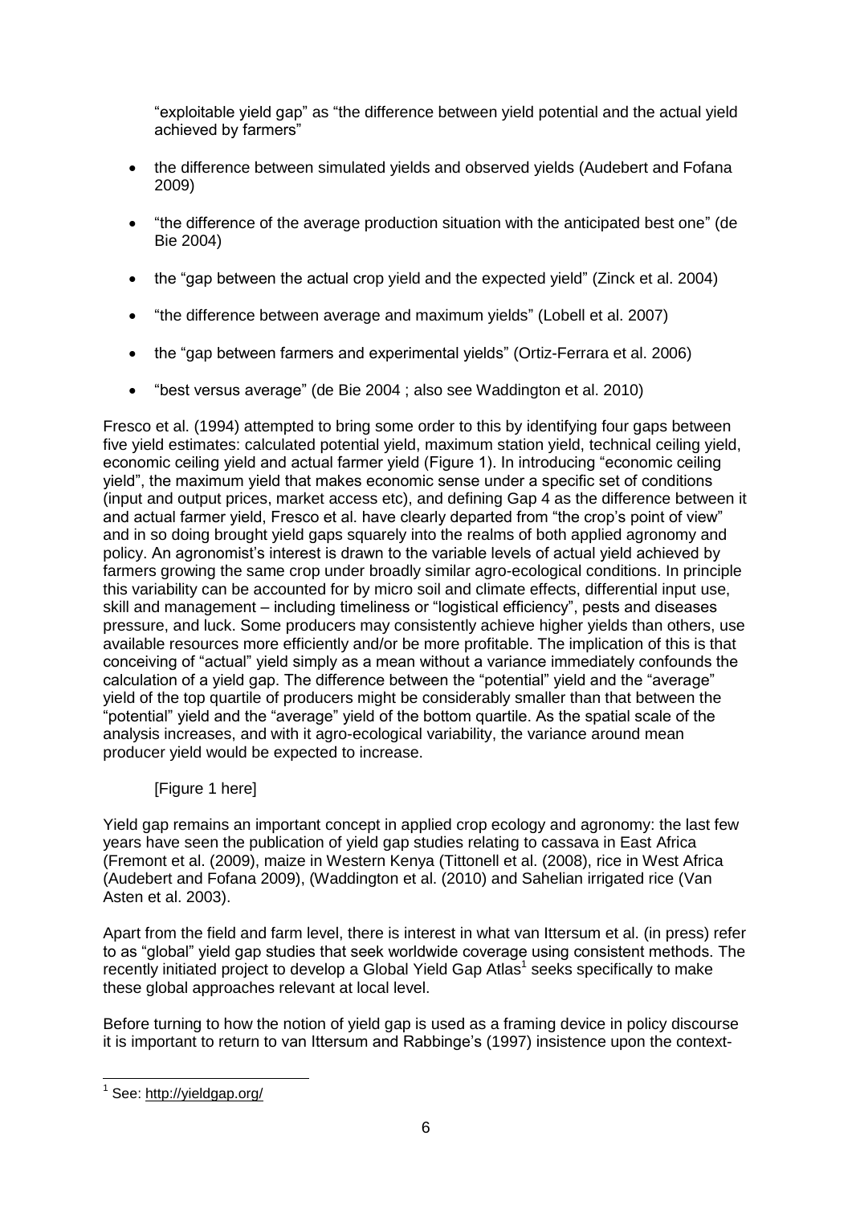"exploitable yield gap" as "the difference between yield potential and the actual yield achieved by farmers"

- the difference between simulated yields and observed yields (Audebert and Fofana 2009)
- "the difference of the average production situation with the anticipated best one" (de Bie 2004)
- the "gap between the actual crop yield and the expected yield" (Zinck et al. 2004)
- "the difference between average and maximum yields" (Lobell et al. 2007)
- the "gap between farmers and experimental yields" (Ortiz-Ferrara et al. 2006)
- "best versus average" (de Bie 2004 ; also see Waddington et al. 2010)

Fresco et al. (1994) attempted to bring some order to this by identifying four gaps between five yield estimates: calculated potential yield, maximum station yield, technical ceiling yield, economic ceiling yield and actual farmer yield (Figure 1). In introducing "economic ceiling yield", the maximum yield that makes economic sense under a specific set of conditions (input and output prices, market access etc), and defining Gap 4 as the difference between it and actual farmer yield, Fresco et al. have clearly departed from "the crop's point of view" and in so doing brought yield gaps squarely into the realms of both applied agronomy and policy. An agronomist's interest is drawn to the variable levels of actual yield achieved by farmers growing the same crop under broadly similar agro-ecological conditions. In principle this variability can be accounted for by micro soil and climate effects, differential input use, skill and management – including timeliness or "logistical efficiency", pests and diseases pressure, and luck. Some producers may consistently achieve higher yields than others, use available resources more efficiently and/or be more profitable. The implication of this is that conceiving of "actual" yield simply as a mean without a variance immediately confounds the calculation of a yield gap. The difference between the "potential" yield and the "average" yield of the top quartile of producers might be considerably smaller than that between the "potential" yield and the "average" yield of the bottom quartile. As the spatial scale of the analysis increases, and with it agro-ecological variability, the variance around mean producer yield would be expected to increase.

[Figure 1 here]

Yield gap remains an important concept in applied crop ecology and agronomy: the last few years have seen the publication of yield gap studies relating to cassava in East Africa (Fremont et al. (2009), maize in Western Kenya (Tittonell et al. (2008), rice in West Africa (Audebert and Fofana 2009), (Waddington et al. (2010) and Sahelian irrigated rice (Van Asten et al. 2003).

Apart from the field and farm level, there is interest in what van Ittersum et al. (in press) refer to as "global" yield gap studies that seek worldwide coverage using consistent methods. The recently initiated project to develop a Global Yield Gap Atlas[1] seeks specifically to make these global approaches relevant at local level.

Before turning to how the notion of yield gap is used as a framing device in policy discourse it is important to return to van Ittersum and Rabbinge's (1997) insistence upon the context-

[1] See: http://yieldgap.org/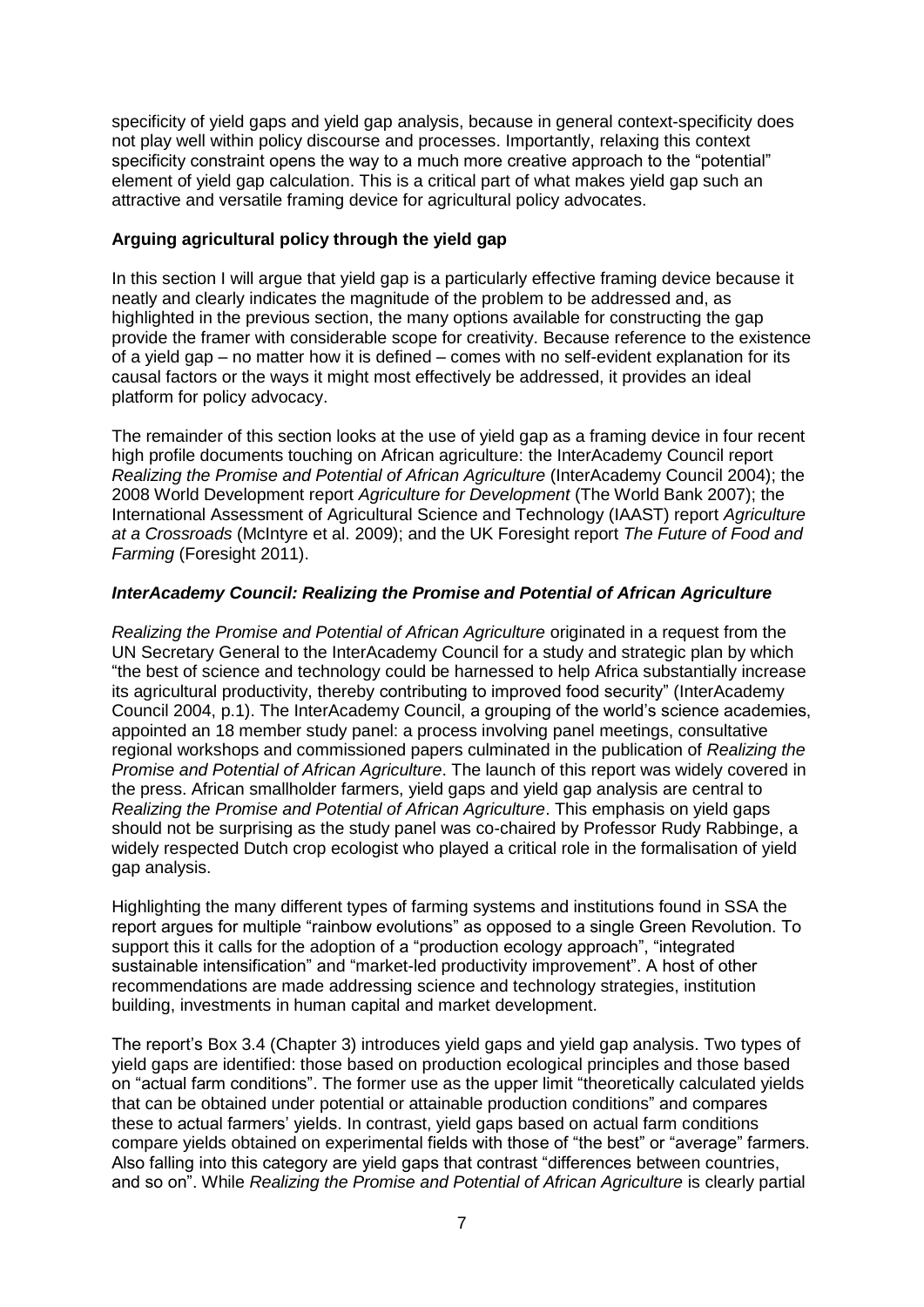specificity of yield gaps and yield gap analysis, because in general context-specificity does not play well within policy discourse and processes. Importantly, relaxing this context specificity constraint opens the way to a much more creative approach to the "potential" element of yield gap calculation. This is a critical part of what makes yield gap such an attractive and versatile framing device for agricultural policy advocates.

**Arguing agricultural policy through the yield gap**

In this section I will argue that yield gap is a particularly effective framing device because it neatly and clearly indicates the magnitude of the problem to be addressed and, as highlighted in the previous section, the many options available for constructing the gap provide the framer with considerable scope for creativity. Because reference to the existence of a yield gap – no matter how it is defined – comes with no self-evident explanation for its causal factors or the ways it might most effectively be addressed, it provides an ideal platform for policy advocacy.

The remainder of this section looks at the use of yield gap as a framing device in four recent high profile documents touching on African agriculture: the InterAcademy Council report *Realizing the Promise and Potential of African Agriculture* (InterAcademy Council 2004); the 2008 World Development report *Agriculture for Development* (The World Bank 2007); the International Assessment of Agricultural Science and Technology (IAAST) report *Agriculture at a Crossroads* (McIntyre et al. 2009); and the UK Foresight report *The Future of Food and Farming* (Foresight 2011).

***InterAcademy Council: Realizing the Promise and Potential of African Agriculture***

*Realizing the Promise and Potential of African Agriculture* originated in a request from the UN Secretary General to the InterAcademy Council for a study and strategic plan by which "the best of science and technology could be harnessed to help Africa substantially increase its agricultural productivity, thereby contributing to improved food security" (InterAcademy Council 2004, p.1). The InterAcademy Council, a grouping of the world's science academies, appointed an 18 member study panel: a process involving panel meetings, consultative regional workshops and commissioned papers culminated in the publication of *Realizing the Promise and Potential of African Agriculture*. The launch of this report was widely covered in the press. African smallholder farmers, yield gaps and yield gap analysis are central to *Realizing the Promise and Potential of African Agriculture*. This emphasis on yield gaps should not be surprising as the study panel was co-chaired by Professor Rudy Rabbinge, a widely respected Dutch crop ecologist who played a critical role in the formalisation of yield gap analysis.

Highlighting the many different types of farming systems and institutions found in SSA the report argues for multiple "rainbow evolutions" as opposed to a single Green Revolution. To support this it calls for the adoption of a "production ecology approach", "integrated sustainable intensification" and "market-led productivity improvement". A host of other recommendations are made addressing science and technology strategies, institution building, investments in human capital and market development.

The report's Box 3.4 (Chapter 3) introduces yield gaps and yield gap analysis. Two types of yield gaps are identified: those based on production ecological principles and those based on "actual farm conditions". The former use as the upper limit "theoretically calculated yields that can be obtained under potential or attainable production conditions" and compares these to actual farmers' yields. In contrast, yield gaps based on actual farm conditions compare yields obtained on experimental fields with those of "the best" or "average" farmers. Also falling into this category are yield gaps that contrast "differences between countries, and so on". While *Realizing the Promise and Potential of African Agriculture* is clearly partial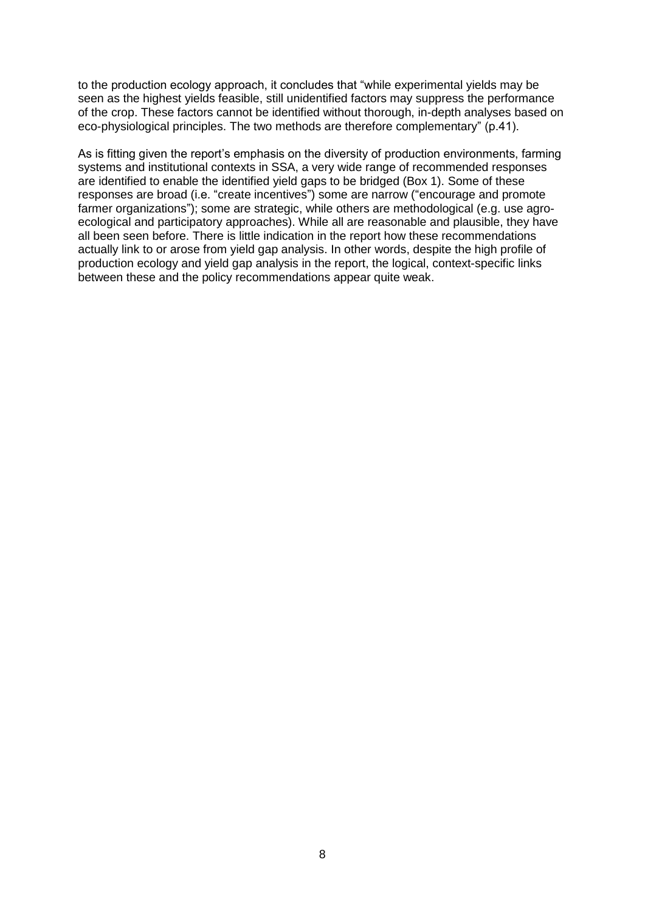to the production ecology approach, it concludes that "while experimental yields may be seen as the highest yields feasible, still unidentified factors may suppress the performance of the crop. These factors cannot be identified without thorough, in-depth analyses based on eco-physiological principles. The two methods are therefore complementary" (p.41).

As is fitting given the report's emphasis on the diversity of production environments, farming systems and institutional contexts in SSA, a very wide range of recommended responses are identified to enable the identified yield gaps to be bridged (Box 1). Some of these responses are broad (i.e. "create incentives") some are narrow ("encourage and promote farmer organizations"); some are strategic, while others are methodological (e.g. use agro-ecological and participatory approaches). While all are reasonable and plausible, they have all been seen before. There is little indication in the report how these recommendations actually link to or arose from yield gap analysis. In other words, despite the high profile of production ecology and yield gap analysis in the report, the logical, context-specific links between these and the policy recommendations appear quite weak.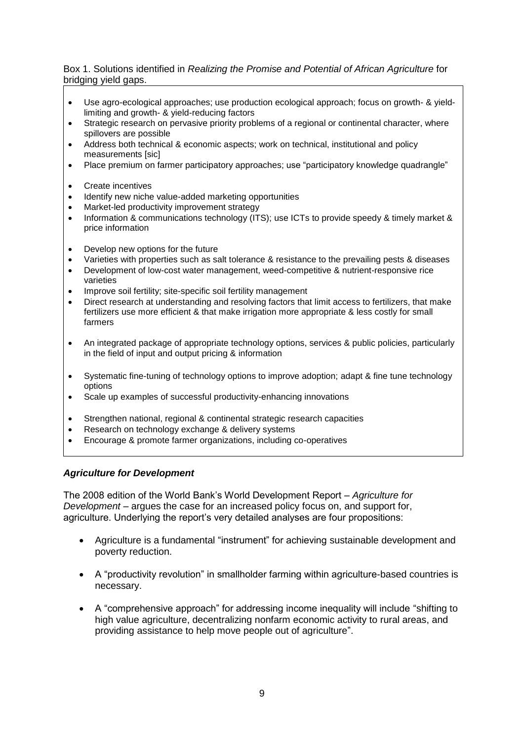Box 1. Solutions identified in *Realizing the Promise and Potential of African Agriculture* for bridging yield gaps.

- Use agro-ecological approaches; use production ecological approach; focus on growth- & yield-limiting and growth- & yield-reducing factors
- Strategic research on pervasive priority problems of a regional or continental character, where spillovers are possible
- Address both technical & economic aspects; work on technical, institutional and policy measurements [sic]
- Place premium on farmer participatory approaches; use "participatory knowledge quadrangle"

- Create incentives
- Identify new niche value-added marketing opportunities
- Market-led productivity improvement strategy
- Information & communications technology (ITS); use ICTs to provide speedy & timely market & price information

- Develop new options for the future
- Varieties with properties such as salt tolerance & resistance to the prevailing pests & diseases
- Development of low-cost water management, weed-competitive & nutrient-responsive rice varieties
- Improve soil fertility; site-specific soil fertility management
- Direct research at understanding and resolving factors that limit access to fertilizers, that make fertilizers use more efficient & that make irrigation more appropriate & less costly for small farmers

- An integrated package of appropriate technology options, services & public policies, particularly in the field of input and output pricing & information

- Systematic fine-tuning of technology options to improve adoption; adapt & fine tune technology options
- Scale up examples of successful productivity-enhancing innovations

- Strengthen national, regional & continental strategic research capacities
- Research on technology exchange & delivery systems
- Encourage & promote farmer organizations, including co-operatives

### *Agriculture for Development*

The 2008 edition of the World Bank's World Development Report – *Agriculture for Development* – argues the case for an increased policy focus on, and support for, agriculture. Underlying the report's very detailed analyses are four propositions:

- Agriculture is a fundamental "instrument" for achieving sustainable development and poverty reduction.

- A "productivity revolution" in smallholder farming within agriculture-based countries is necessary.

- A "comprehensive approach" for addressing income inequality will include "shifting to high value agriculture, decentralizing nonfarm economic activity to rural areas, and providing assistance to help move people out of agriculture".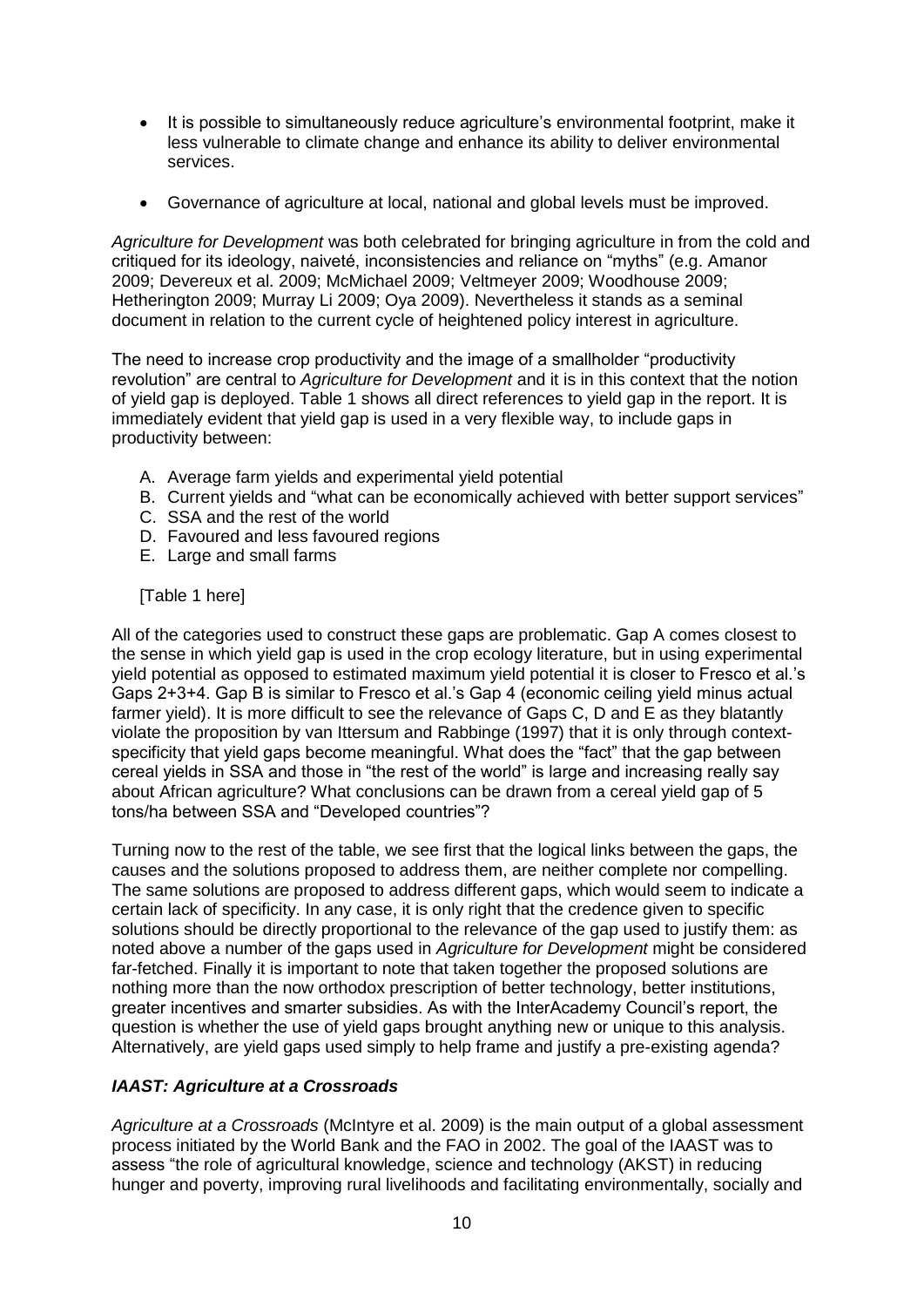- It is possible to simultaneously reduce agriculture's environmental footprint, make it less vulnerable to climate change and enhance its ability to deliver environmental services.

- Governance of agriculture at local, national and global levels must be improved.

*Agriculture for Development* was both celebrated for bringing agriculture in from the cold and critiqued for its ideology, naiveté, inconsistencies and reliance on "myths" (e.g. Amanor 2009; Devereux et al. 2009; McMichael 2009; Veltmeyer 2009; Woodhouse 2009; Hetherington 2009; Murray Li 2009; Oya 2009). Nevertheless it stands as a seminal document in relation to the current cycle of heightened policy interest in agriculture.

The need to increase crop productivity and the image of a smallholder "productivity revolution" are central to *Agriculture for Development* and it is in this context that the notion of yield gap is deployed. Table 1 shows all direct references to yield gap in the report. It is immediately evident that yield gap is used in a very flexible way, to include gaps in productivity between:

A. Average farm yields and experimental yield potential
B. Current yields and "what can be economically achieved with better support services"
C. SSA and the rest of the world
D. Favoured and less favoured regions
E. Large and small farms

[Table 1 here]

All of the categories used to construct these gaps are problematic. Gap A comes closest to the sense in which yield gap is used in the crop ecology literature, but in using experimental yield potential as opposed to estimated maximum yield potential it is closer to Fresco et al.'s Gaps 2+3+4. Gap B is similar to Fresco et al.'s Gap 4 (economic ceiling yield minus actual farmer yield). It is more difficult to see the relevance of Gaps C, D and E as they blatantly violate the proposition by van Ittersum and Rabbinge (1997) that it is only through context-specificity that yield gaps become meaningful. What does the "fact" that the gap between cereal yields in SSA and those in "the rest of the world" is large and increasing really say about African agriculture? What conclusions can be drawn from a cereal yield gap of 5 tons/ha between SSA and "Developed countries"?

Turning now to the rest of the table, we see first that the logical links between the gaps, the causes and the solutions proposed to address them, are neither complete nor compelling. The same solutions are proposed to address different gaps, which would seem to indicate a certain lack of specificity. In any case, it is only right that the credence given to specific solutions should be directly proportional to the relevance of the gap used to justify them: as noted above a number of the gaps used in *Agriculture for Development* might be considered far-fetched. Finally it is important to note that taken together the proposed solutions are nothing more than the now orthodox prescription of better technology, better institutions, greater incentives and smarter subsidies. As with the InterAcademy Council's report, the question is whether the use of yield gaps brought anything new or unique to this analysis. Alternatively, are yield gaps used simply to help frame and justify a pre-existing agenda?

### *IAAST: Agriculture at a Crossroads*

*Agriculture at a Crossroads* (McIntyre et al. 2009) is the main output of a global assessment process initiated by the World Bank and the FAO in 2002. The goal of the IAAST was to assess "the role of agricultural knowledge, science and technology (AKST) in reducing hunger and poverty, improving rural livelihoods and facilitating environmentally, socially and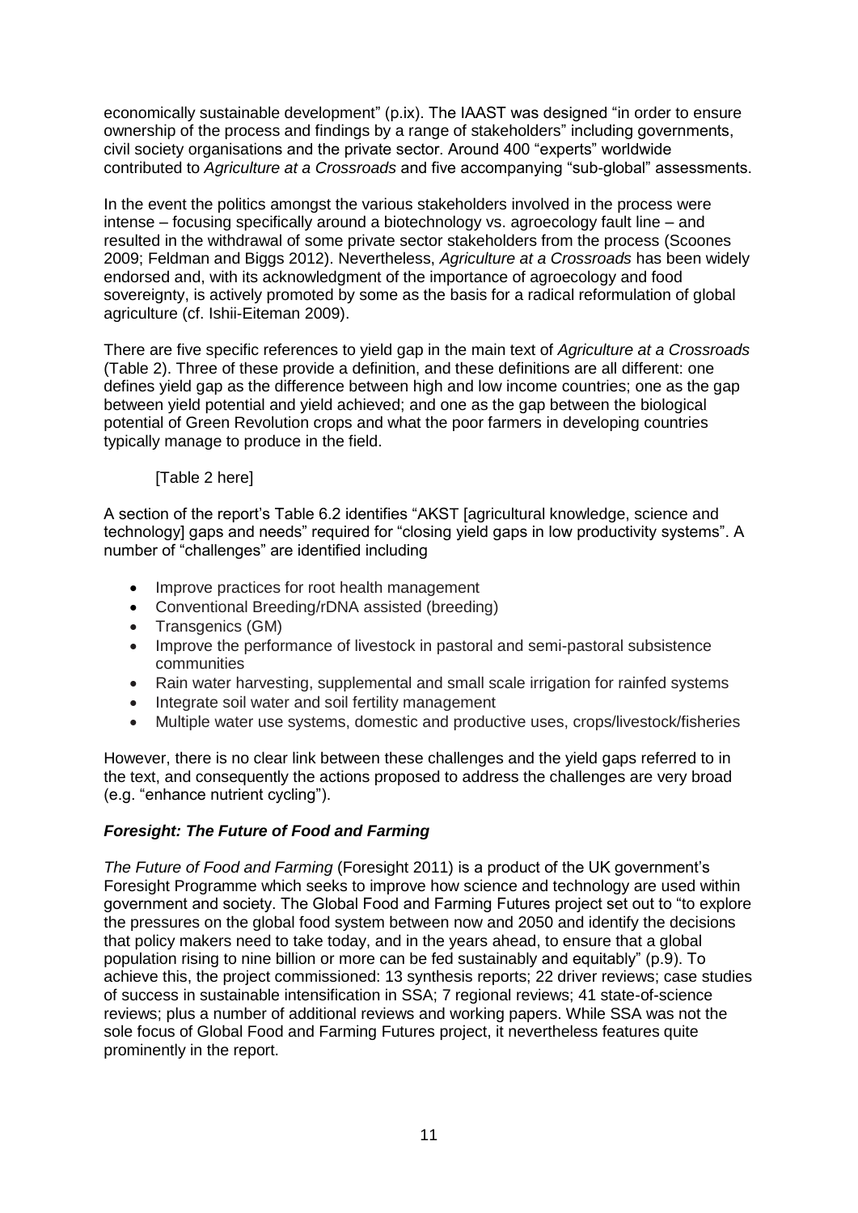economically sustainable development" (p.ix). The IAAST was designed "in order to ensure ownership of the process and findings by a range of stakeholders" including governments, civil society organisations and the private sector. Around 400 "experts" worldwide contributed to *Agriculture at a Crossroads* and five accompanying "sub-global" assessments.

In the event the politics amongst the various stakeholders involved in the process were intense – focusing specifically around a biotechnology vs. agroecology fault line – and resulted in the withdrawal of some private sector stakeholders from the process (Scoones 2009; Feldman and Biggs 2012). Nevertheless, *Agriculture at a Crossroads* has been widely endorsed and, with its acknowledgment of the importance of agroecology and food sovereignty, is actively promoted by some as the basis for a radical reformulation of global agriculture (cf. Ishii-Eiteman 2009).

There are five specific references to yield gap in the main text of *Agriculture at a Crossroads* (Table 2). Three of these provide a definition, and these definitions are all different: one defines yield gap as the difference between high and low income countries; one as the gap between yield potential and yield achieved; and one as the gap between the biological potential of Green Revolution crops and what the poor farmers in developing countries typically manage to produce in the field.

[Table 2 here]

A section of the report's Table 6.2 identifies "AKST [agricultural knowledge, science and technology] gaps and needs" required for "closing yield gaps in low productivity systems". A number of "challenges" are identified including

- Improve practices for root health management
- Conventional Breeding/rDNA assisted (breeding)
- Transgenics (GM)
- Improve the performance of livestock in pastoral and semi-pastoral subsistence communities
- Rain water harvesting, supplemental and small scale irrigation for rainfed systems
- Integrate soil water and soil fertility management
- Multiple water use systems, domestic and productive uses, crops/livestock/fisheries

However, there is no clear link between these challenges and the yield gaps referred to in the text, and consequently the actions proposed to address the challenges are very broad (e.g. "enhance nutrient cycling").

### *Foresight: The Future of Food and Farming*

*The Future of Food and Farming* (Foresight 2011) is a product of the UK government's Foresight Programme which seeks to improve how science and technology are used within government and society. The Global Food and Farming Futures project set out to "to explore the pressures on the global food system between now and 2050 and identify the decisions that policy makers need to take today, and in the years ahead, to ensure that a global population rising to nine billion or more can be fed sustainably and equitably" (p.9). To achieve this, the project commissioned: 13 synthesis reports; 22 driver reviews; case studies of success in sustainable intensification in SSA; 7 regional reviews; 41 state-of-science reviews; plus a number of additional reviews and working papers. While SSA was not the sole focus of Global Food and Farming Futures project, it nevertheless features quite prominently in the report.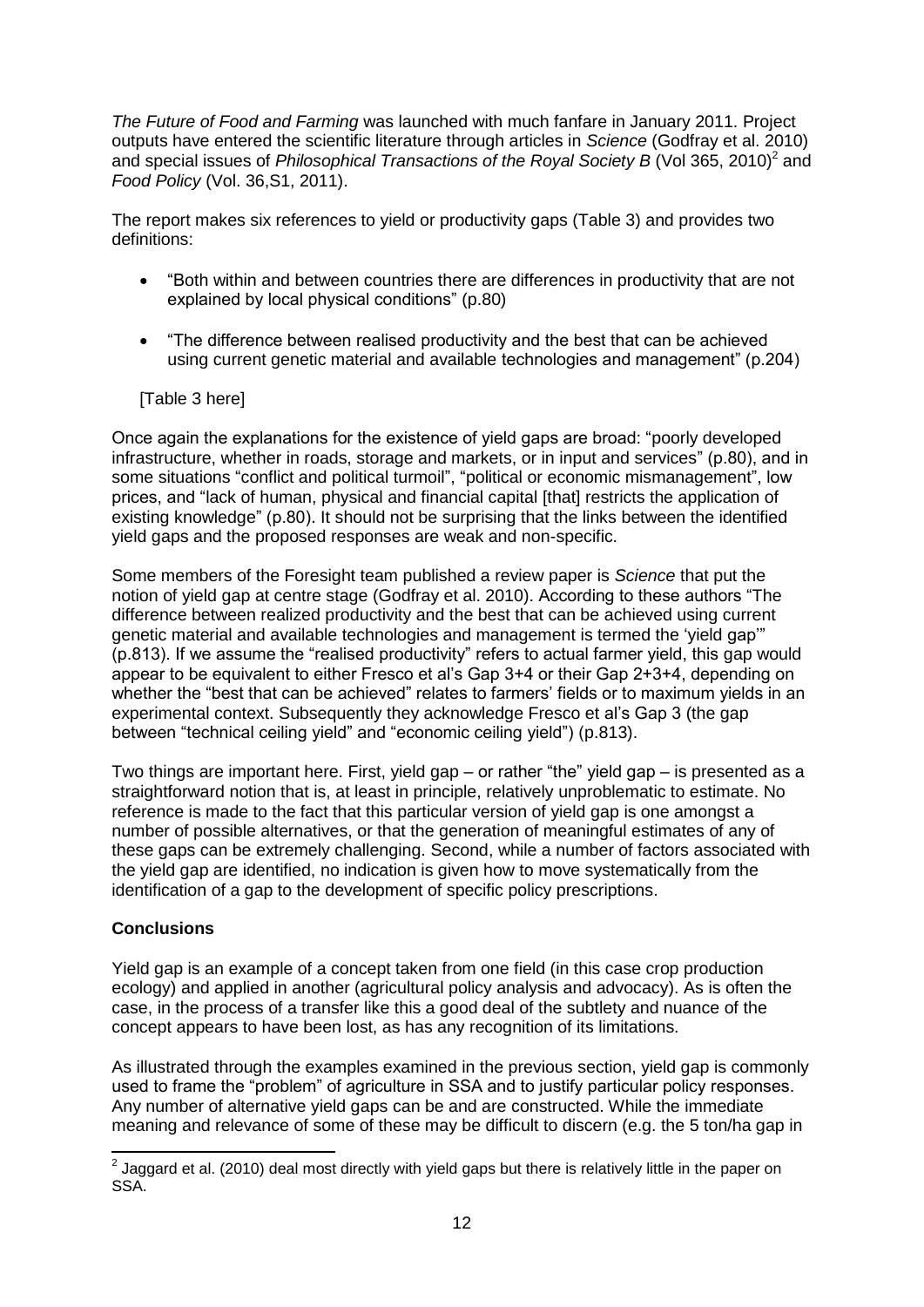*The Future of Food and Farming* was launched with much fanfare in January 2011. Project outputs have entered the scientific literature through articles in *Science* (Godfray et al. 2010) and special issues of *Philosophical Transactions of the Royal Society B* (Vol 365, 2010)[2] and *Food Policy* (Vol. 36,S1, 2011).

The report makes six references to yield or productivity gaps (Table 3) and provides two definitions:

- "Both within and between countries there are differences in productivity that are not explained by local physical conditions" (p.80)
- "The difference between realised productivity and the best that can be achieved using current genetic material and available technologies and management" (p.204)

[Table 3 here]

Once again the explanations for the existence of yield gaps are broad: "poorly developed infrastructure, whether in roads, storage and markets, or in input and services" (p.80), and in some situations "conflict and political turmoil", "political or economic mismanagement", low prices, and "lack of human, physical and financial capital [that] restricts the application of existing knowledge" (p.80). It should not be surprising that the links between the identified yield gaps and the proposed responses are weak and non-specific.

Some members of the Foresight team published a review paper is *Science* that put the notion of yield gap at centre stage (Godfray et al. 2010). According to these authors "The difference between realized productivity and the best that can be achieved using current genetic material and available technologies and management is termed the 'yield gap'" (p.813). If we assume the "realised productivity" refers to actual farmer yield, this gap would appear to be equivalent to either Fresco et al's Gap 3+4 or their Gap 2+3+4, depending on whether the "best that can be achieved" relates to farmers' fields or to maximum yields in an experimental context. Subsequently they acknowledge Fresco et al's Gap 3 (the gap between "technical ceiling yield" and "economic ceiling yield") (p.813).

Two things are important here. First, yield gap – or rather "the" yield gap – is presented as a straightforward notion that is, at least in principle, relatively unproblematic to estimate. No reference is made to the fact that this particular version of yield gap is one amongst a number of possible alternatives, or that the generation of meaningful estimates of any of these gaps can be extremely challenging. Second, while a number of factors associated with the yield gap are identified, no indication is given how to move systematically from the identification of a gap to the development of specific policy prescriptions.

## Conclusions

Yield gap is an example of a concept taken from one field (in this case crop production ecology) and applied in another (agricultural policy analysis and advocacy). As is often the case, in the process of a transfer like this a good deal of the subtlety and nuance of the concept appears to have been lost, as has any recognition of its limitations.

As illustrated through the examples examined in the previous section, yield gap is commonly used to frame the "problem" of agriculture in SSA and to justify particular policy responses. Any number of alternative yield gaps can be and are constructed. While the immediate meaning and relevance of some of these may be difficult to discern (e.g. the 5 ton/ha gap in

---

[2] Jaggard et al. (2010) deal most directly with yield gaps but there is relatively little in the paper on SSA.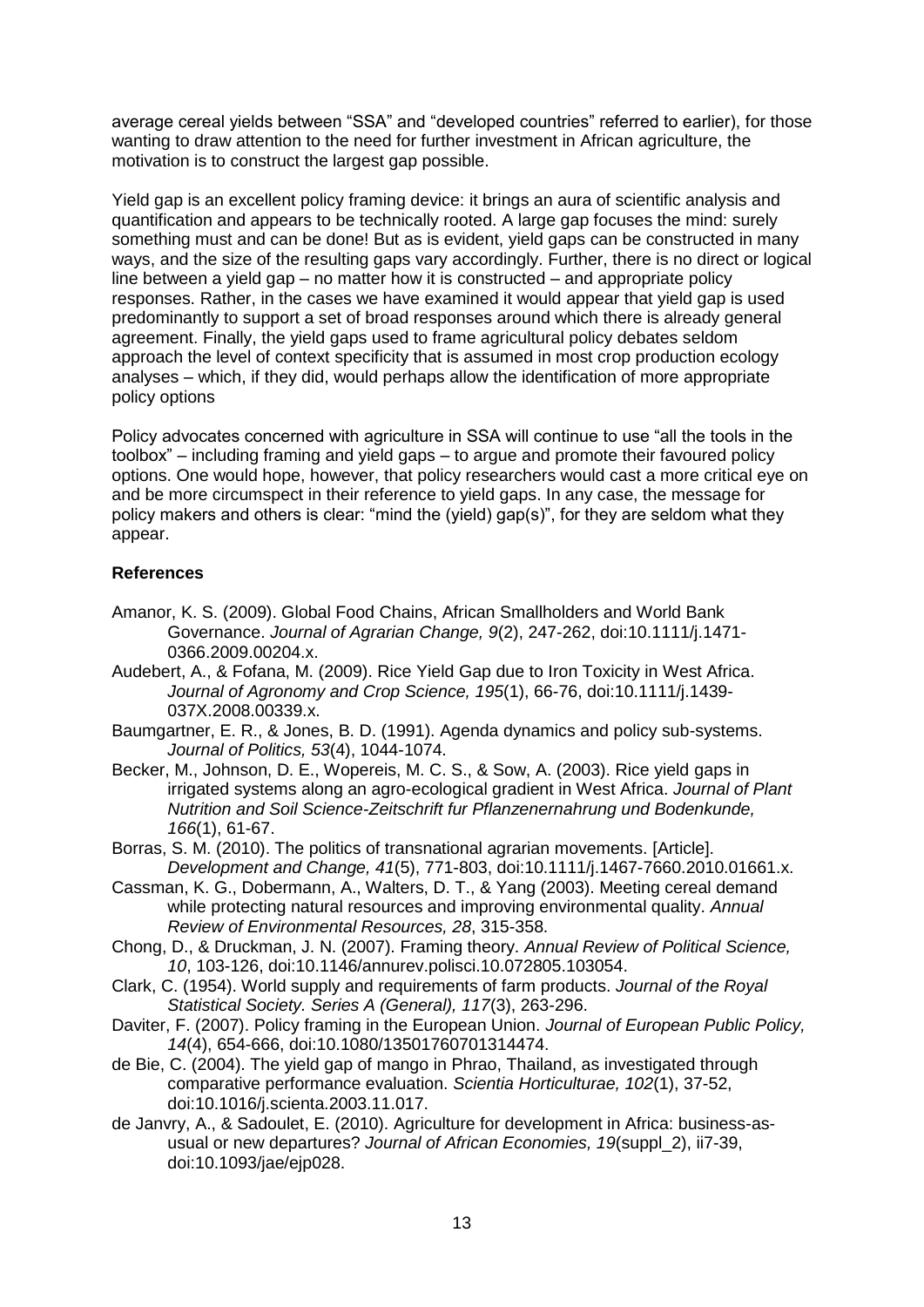average cereal yields between "SSA" and "developed countries" referred to earlier), for those wanting to draw attention to the need for further investment in African agriculture, the motivation is to construct the largest gap possible.

Yield gap is an excellent policy framing device: it brings an aura of scientific analysis and quantification and appears to be technically rooted. A large gap focuses the mind: surely something must and can be done! But as is evident, yield gaps can be constructed in many ways, and the size of the resulting gaps vary accordingly. Further, there is no direct or logical line between a yield gap – no matter how it is constructed – and appropriate policy responses. Rather, in the cases we have examined it would appear that yield gap is used predominantly to support a set of broad responses around which there is already general agreement. Finally, the yield gaps used to frame agricultural policy debates seldom approach the level of context specificity that is assumed in most crop production ecology analyses – which, if they did, would perhaps allow the identification of more appropriate policy options

Policy advocates concerned with agriculture in SSA will continue to use "all the tools in the toolbox" – including framing and yield gaps – to argue and promote their favoured policy options. One would hope, however, that policy researchers would cast a more critical eye on and be more circumspect in their reference to yield gaps. In any case, the message for policy makers and others is clear: "mind the (yield) gap(s)", for they are seldom what they appear.

## References

Amanor, K. S. (2009). Global Food Chains, African Smallholders and World Bank Governance. *Journal of Agrarian Change, 9*(2), 247-262, doi:10.1111/j.1471-0366.2009.00204.x.

Audebert, A., & Fofana, M. (2009). Rice Yield Gap due to Iron Toxicity in West Africa. *Journal of Agronomy and Crop Science, 195*(1), 66-76, doi:10.1111/j.1439-037X.2008.00339.x.

Baumgartner, E. R., & Jones, B. D. (1991). Agenda dynamics and policy sub-systems. *Journal of Politics, 53*(4), 1044-1074.

Becker, M., Johnson, D. E., Wopereis, M. C. S., & Sow, A. (2003). Rice yield gaps in irrigated systems along an agro-ecological gradient in West Africa. *Journal of Plant Nutrition and Soil Science-Zeitschrift fur Pflanzenernahrung und Bodenkunde, 166*(1), 61-67.

Borras, S. M. (2010). The politics of transnational agrarian movements. [Article]. *Development and Change, 41*(5), 771-803, doi:10.1111/j.1467-7660.2010.01661.x.

Cassman, K. G., Dobermann, A., Walters, D. T., & Yang (2003). Meeting cereal demand while protecting natural resources and improving environmental quality. *Annual Review of Environmental Resources, 28*, 315-358.

Chong, D., & Druckman, J. N. (2007). Framing theory. *Annual Review of Political Science, 10*, 103-126, doi:10.1146/annurev.polisci.10.072805.103054.

Clark, C. (1954). World supply and requirements of farm products. *Journal of the Royal Statistical Society. Series A (General), 117*(3), 263-296.

Daviter, F. (2007). Policy framing in the European Union. *Journal of European Public Policy, 14*(4), 654-666, doi:10.1080/13501760701314474.

de Bie, C. (2004). The yield gap of mango in Phrao, Thailand, as investigated through comparative performance evaluation. *Scientia Horticulturae, 102*(1), 37-52, doi:10.1016/j.scienta.2003.11.017.

de Janvry, A., & Sadoulet, E. (2010). Agriculture for development in Africa: business-as-usual or new departures? *Journal of African Economies, 19*(suppl_2), ii7-39, doi:10.1093/jae/ejp028.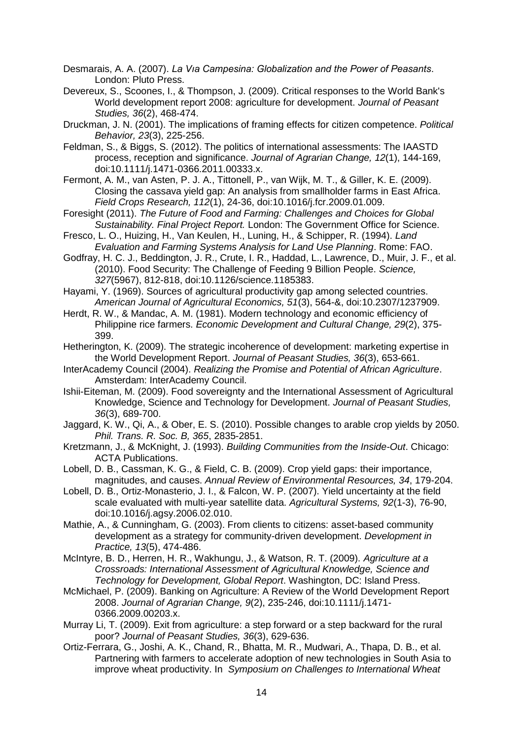Desmarais, A. A. (2007). *La Vıa Campesina: Globalization and the Power of Peasants*. London: Pluto Press.

Devereux, S., Scoones, I., & Thompson, J. (2009). Critical responses to the World Bank's World development report 2008: agriculture for development. *Journal of Peasant Studies, 36*(2), 468-474.

Druckman, J. N. (2001). The implications of framing effects for citizen competence. *Political Behavior, 23*(3), 225-256.

Feldman, S., & Biggs, S. (2012). The politics of international assessments: The IAASTD process, reception and significance. *Journal of Agrarian Change, 12*(1), 144-169, doi:10.1111/j.1471-0366.2011.00333.x.

Fermont, A. M., van Asten, P. J. A., Tittonell, P., van Wijk, M. T., & Giller, K. E. (2009). Closing the cassava yield gap: An analysis from smallholder farms in East Africa. *Field Crops Research, 112*(1), 24-36, doi:10.1016/j.fcr.2009.01.009.

Foresight (2011). *The Future of Food and Farming: Challenges and Choices for Global Sustainability. Final Project Report.* London: The Government Office for Science.

Fresco, L. O., Huizing, H., Van Keulen, H., Luning, H., & Schipper, R. (1994). *Land Evaluation and Farming Systems Analysis for Land Use Planning*. Rome: FAO.

Godfray, H. C. J., Beddington, J. R., Crute, I. R., Haddad, L., Lawrence, D., Muir, J. F., et al. (2010). Food Security: The Challenge of Feeding 9 Billion People. *Science, 327*(5967), 812-818, doi:10.1126/science.1185383.

Hayami, Y. (1969). Sources of agricultural productivity gap among selected countries. *American Journal of Agricultural Economics, 51*(3), 564-&, doi:10.2307/1237909.

Herdt, R. W., & Mandac, A. M. (1981). Modern technology and economic efficiency of Philippine rice farmers. *Economic Development and Cultural Change, 29*(2), 375-399.

Hetherington, K. (2009). The strategic incoherence of development: marketing expertise in the World Development Report. *Journal of Peasant Studies, 36*(3), 653-661.

InterAcademy Council (2004). *Realizing the Promise and Potential of African Agriculture*. Amsterdam: InterAcademy Council.

Ishii-Eiteman, M. (2009). Food sovereignty and the International Assessment of Agricultural Knowledge, Science and Technology for Development. *Journal of Peasant Studies, 36*(3), 689-700.

Jaggard, K. W., Qi, A., & Ober, E. S. (2010). Possible changes to arable crop yields by 2050. *Phil. Trans. R. Soc. B, 365*, 2835-2851.

Kretzmann, J., & McKnight, J. (1993). *Building Communities from the Inside-Out*. Chicago: ACTA Publications.

Lobell, D. B., Cassman, K. G., & Field, C. B. (2009). Crop yield gaps: their importance, magnitudes, and causes. *Annual Review of Environmental Resources, 34*, 179-204.

Lobell, D. B., Ortiz-Monasterio, J. I., & Falcon, W. P. (2007). Yield uncertainty at the field scale evaluated with multi-year satellite data. *Agricultural Systems, 92*(1-3), 76-90, doi:10.1016/j.agsy.2006.02.010.

Mathie, A., & Cunningham, G. (2003). From clients to citizens: asset-based community development as a strategy for community-driven development. *Development in Practice, 13*(5), 474-486.

McIntyre, B. D., Herren, H. R., Wakhungu, J., & Watson, R. T. (2009). *Agriculture at a Crossroads: International Assessment of Agricultural Knowledge, Science and Technology for Development, Global Report*. Washington, DC: Island Press.

McMichael, P. (2009). Banking on Agriculture: A Review of the World Development Report 2008. *Journal of Agrarian Change, 9*(2), 235-246, doi:10.1111/j.1471-0366.2009.00203.x.

Murray Li, T. (2009). Exit from agriculture: a step forward or a step backward for the rural poor? *Journal of Peasant Studies, 36*(3), 629-636.

Ortiz-Ferrara, G., Joshi, A. K., Chand, R., Bhatta, M. R., Mudwari, A., Thapa, D. B., et al. Partnering with farmers to accelerate adoption of new technologies in South Asia to improve wheat productivity. In *Symposium on Challenges to International Wheat*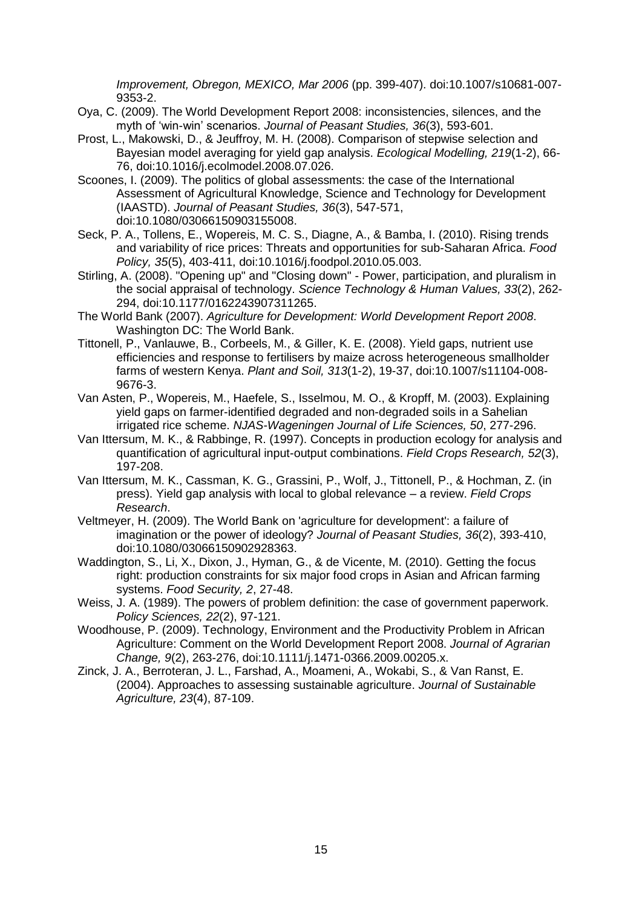*Improvement, Obregon, MEXICO, Mar 2006* (pp. 399-407). doi:10.1007/s10681-007-9353-2.

Oya, C. (2009). The World Development Report 2008: inconsistencies, silences, and the myth of 'win-win' scenarios. *Journal of Peasant Studies, 36*(3), 593-601.

Prost, L., Makowski, D., & Jeuffroy, M. H. (2008). Comparison of stepwise selection and Bayesian model averaging for yield gap analysis. *Ecological Modelling, 219*(1-2), 66-76, doi:10.1016/j.ecolmodel.2008.07.026.

Scoones, I. (2009). The politics of global assessments: the case of the International Assessment of Agricultural Knowledge, Science and Technology for Development (IAASTD). *Journal of Peasant Studies, 36*(3), 547-571, doi:10.1080/03066150903155008.

Seck, P. A., Tollens, E., Wopereis, M. C. S., Diagne, A., & Bamba, I. (2010). Rising trends and variability of rice prices: Threats and opportunities for sub-Saharan Africa. *Food Policy, 35*(5), 403-411, doi:10.1016/j.foodpol.2010.05.003.

Stirling, A. (2008). "Opening up" and "Closing down" - Power, participation, and pluralism in the social appraisal of technology. *Science Technology & Human Values, 33*(2), 262-294, doi:10.1177/0162243907311265.

The World Bank (2007). *Agriculture for Development: World Development Report 2008*. Washington DC: The World Bank.

Tittonell, P., Vanlauwe, B., Corbeels, M., & Giller, K. E. (2008). Yield gaps, nutrient use efficiencies and response to fertilisers by maize across heterogeneous smallholder farms of western Kenya. *Plant and Soil, 313*(1-2), 19-37, doi:10.1007/s11104-008-9676-3.

Van Asten, P., Wopereis, M., Haefele, S., Isselmou, M. O., & Kropff, M. (2003). Explaining yield gaps on farmer-identified degraded and non-degraded soils in a Sahelian irrigated rice scheme. *NJAS-Wageningen Journal of Life Sciences, 50*, 277-296.

Van Ittersum, M. K., & Rabbinge, R. (1997). Concepts in production ecology for analysis and quantification of agricultural input-output combinations. *Field Crops Research, 52*(3), 197-208.

Van Ittersum, M. K., Cassman, K. G., Grassini, P., Wolf, J., Tittonell, P., & Hochman, Z. (in press). Yield gap analysis with local to global relevance – a review. *Field Crops Research*.

Veltmeyer, H. (2009). The World Bank on 'agriculture for development': a failure of imagination or the power of ideology? *Journal of Peasant Studies, 36*(2), 393-410, doi:10.1080/03066150902928363.

Waddington, S., Li, X., Dixon, J., Hyman, G., & de Vicente, M. (2010). Getting the focus right: production constraints for six major food crops in Asian and African farming systems. *Food Security, 2*, 27-48.

Weiss, J. A. (1989). The powers of problem definition: the case of government paperwork. *Policy Sciences, 22*(2), 97-121.

Woodhouse, P. (2009). Technology, Environment and the Productivity Problem in African Agriculture: Comment on the World Development Report 2008. *Journal of Agrarian Change, 9*(2), 263-276, doi:10.1111/j.1471-0366.2009.00205.x.

Zinck, J. A., Berroteran, J. L., Farshad, A., Moameni, A., Wokabi, S., & Van Ranst, E. (2004). Approaches to assessing sustainable agriculture. *Journal of Sustainable Agriculture, 23*(4), 87-109.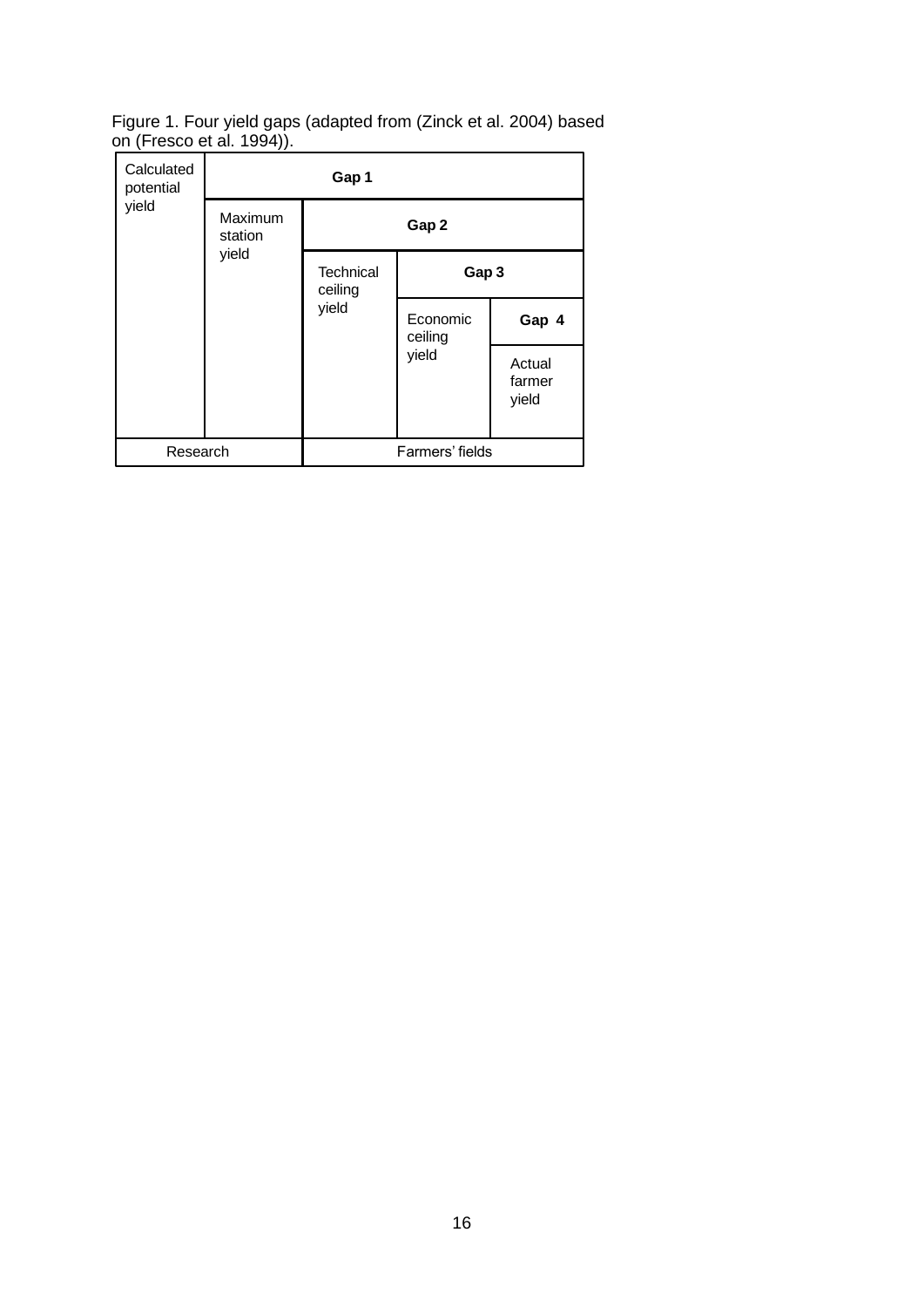Figure 1. Four yield gaps (adapted from (Zinck et al. 2004) based on (Fresco et al. 1994)).

| Calculated potential yield | **Gap 1** | | | |
|---|---|---|---|---|
| | Maximum station yield | **Gap 2** | | |
| | | Technical ceiling yield | **Gap 3** | |
| | | | Economic ceiling yield | **Gap 4** |
| | | | | Actual farmer yield |
| Research | | Farmers' fields | | |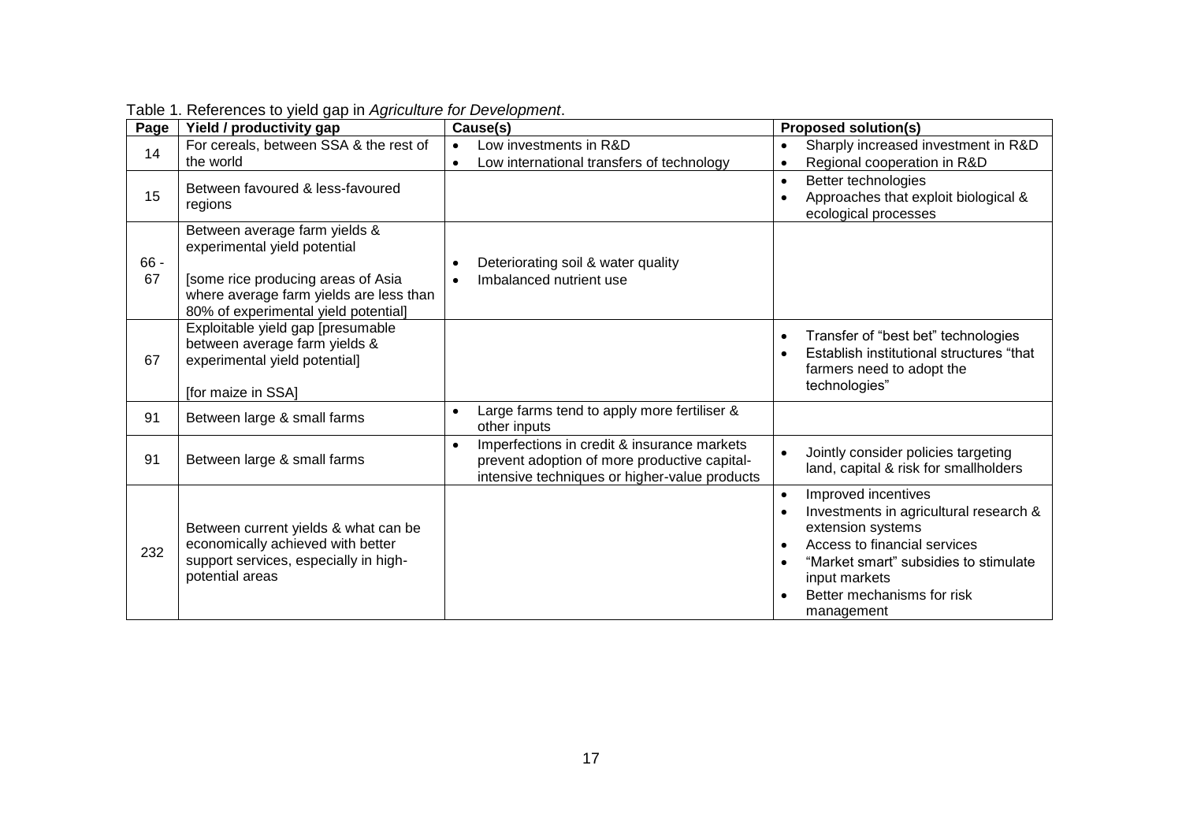Table 1. References to yield gap in *Agriculture for Development*.

| Page | Yield / productivity gap | Cause(s) | Proposed solution(s) |
|---|---|---|---|
| 14 | For cereals, between SSA & the rest of the world | • Low investments in R&D<br>• Low international transfers of technology | • Sharply increased investment in R&D<br>• Regional cooperation in R&D |
| 15 | Between favoured & less-favoured regions | | • Better technologies<br>• Approaches that exploit biological & ecological processes |
| 66 - 67 | Between average farm yields & experimental yield potential<br><br>[some rice producing areas of Asia where average farm yields are less than 80% of experimental yield potential] | • Deteriorating soil & water quality<br>• Imbalanced nutrient use | |
| 67 | Exploitable yield gap [presumable between average farm yields & experimental yield potential]<br><br>[for maize in SSA] | | • Transfer of "best bet" technologies<br>• Establish institutional structures "that farmers need to adopt the technologies" |
| 91 | Between large & small farms | • Large farms tend to apply more fertiliser & other inputs | |
| 91 | Between large & small farms | • Imperfections in credit & insurance markets prevent adoption of more productive capital-intensive techniques or higher-value products | • Jointly consider policies targeting land, capital & risk for smallholders |
| 232 | Between current yields & what can be economically achieved with better support services, especially in high-potential areas | | • Improved incentives<br>• Investments in agricultural research & extension systems<br>• Access to financial services<br>• "Market smart" subsidies to stimulate input markets<br>• Better mechanisms for risk management |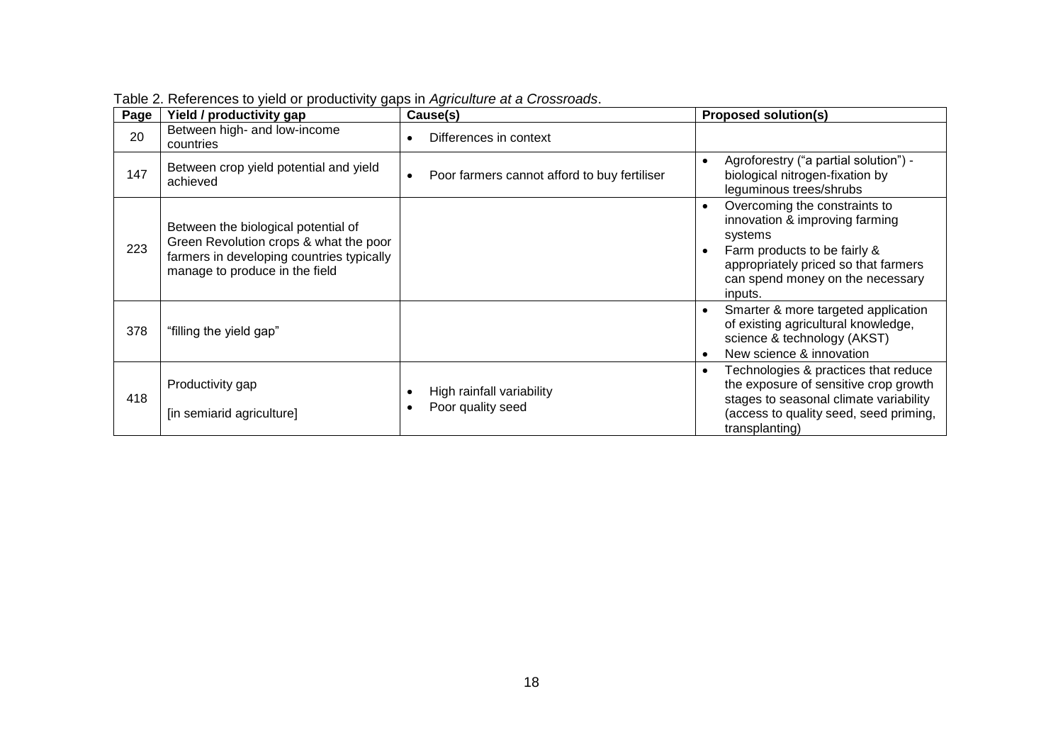Table 2. References to yield or productivity gaps in *Agriculture at a Crossroads*.

| Page | Yield / productivity gap | Cause(s) | Proposed solution(s) |
|---|---|---|---|
| 20 | Between high- and low-income countries | • Differences in context | |
| 147 | Between crop yield potential and yield achieved | • Poor farmers cannot afford to buy fertiliser | • Agroforestry ("a partial solution") - biological nitrogen-fixation by leguminous trees/shrubs |
| 223 | Between the biological potential of Green Revolution crops & what the poor farmers in developing countries typically manage to produce in the field | | • Overcoming the constraints to innovation & improving farming systems<br>• Farm products to be fairly & appropriately priced so that farmers can spend money on the necessary inputs. |
| 378 | "filling the yield gap" | | • Smarter & more targeted application of existing agricultural knowledge, science & technology (AKST)<br>• New science & innovation |
| 418 | Productivity gap<br><br>[in semiarid agriculture] | • High rainfall variability<br>• Poor quality seed | • Technologies & practices that reduce the exposure of sensitive crop growth stages to seasonal climate variability (access to quality seed, seed priming, transplanting) |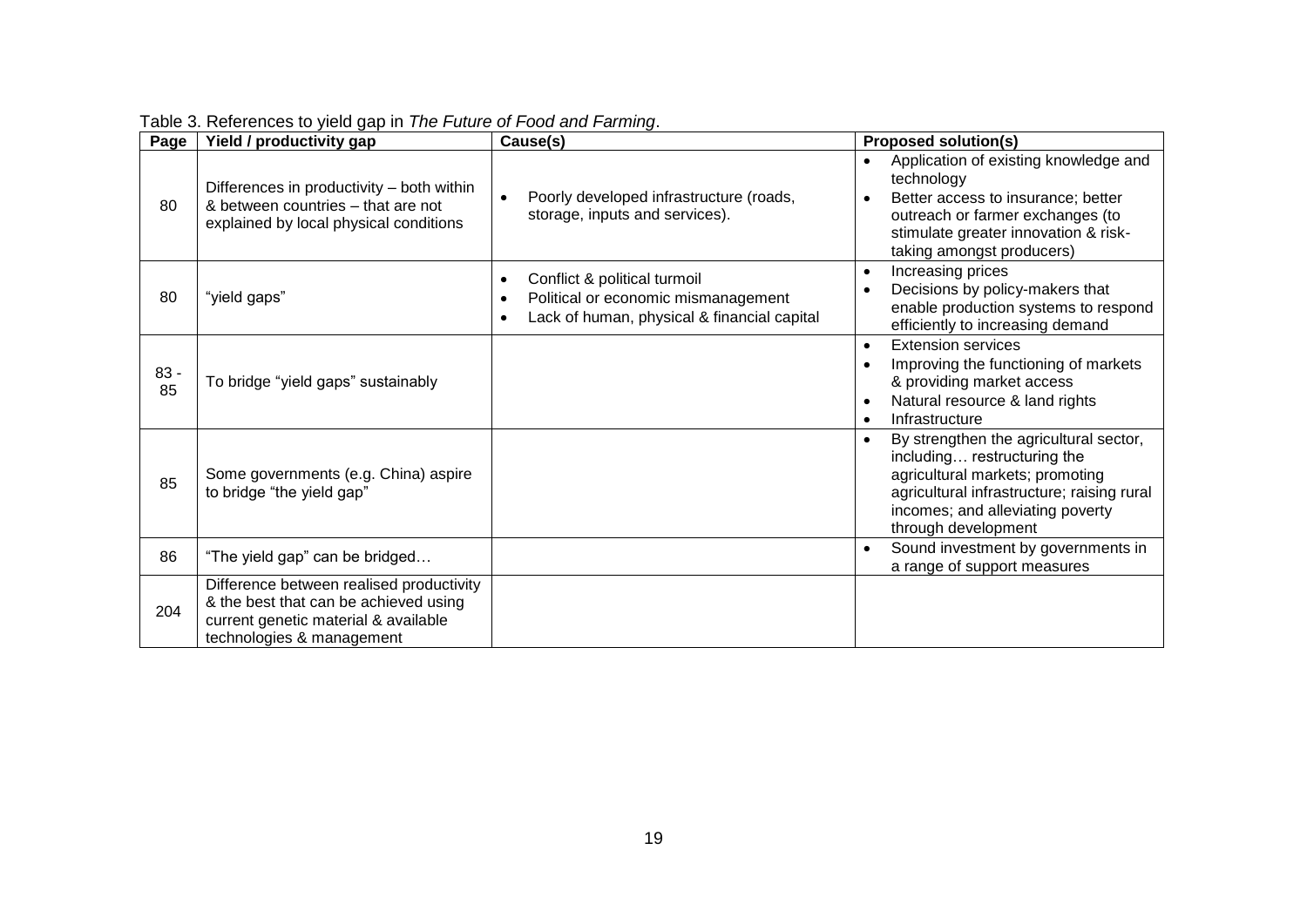Table 3. References to yield gap in *The Future of Food and Farming*.

| Page | Yield / productivity gap | Cause(s) | Proposed solution(s) |
|---|---|---|---|
| 80 | Differences in productivity – both within & between countries – that are not explained by local physical conditions | • Poorly developed infrastructure (roads, storage, inputs and services). | • Application of existing knowledge and technology<br>• Better access to insurance; better outreach or farmer exchanges (to stimulate greater innovation & risk-taking amongst producers) |
| 80 | "yield gaps" | • Conflict & political turmoil<br>• Political or economic mismanagement<br>• Lack of human, physical & financial capital | • Increasing prices<br>• Decisions by policy-makers that enable production systems to respond efficiently to increasing demand |
| 83 - 85 | To bridge "yield gaps" sustainably | | • Extension services<br>• Improving the functioning of markets & providing market access<br>• Natural resource & land rights<br>• Infrastructure |
| 85 | Some governments (e.g. China) aspire to bridge "the yield gap" | | • By strengthen the agricultural sector, including… restructuring the agricultural markets; promoting agricultural infrastructure; raising rural incomes; and alleviating poverty through development |
| 86 | "The yield gap" can be bridged… | | • Sound investment by governments in a range of support measures |
| 204 | Difference between realised productivity & the best that can be achieved using current genetic material & available technologies & management | | |